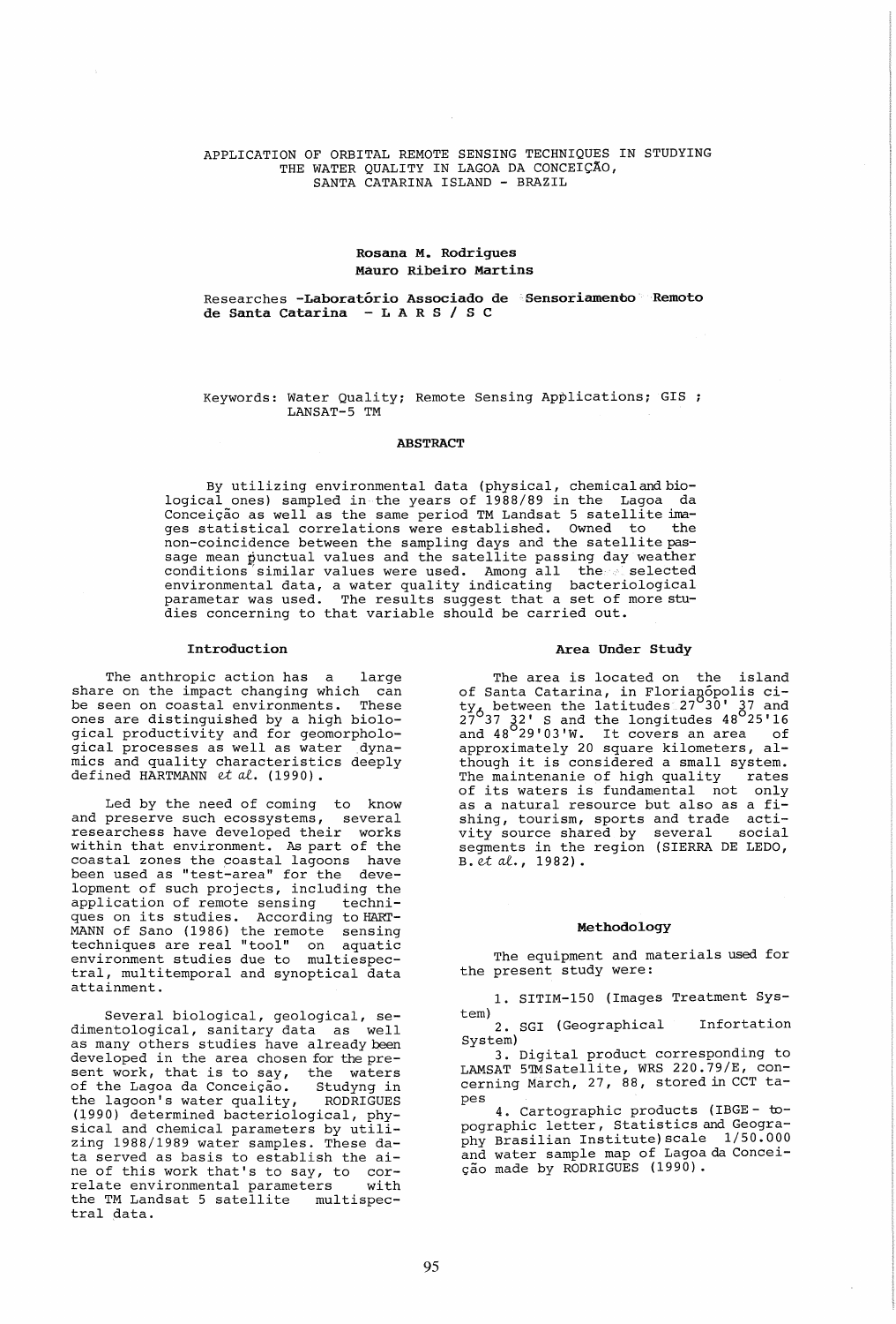# APPLICATION OF ORBITAL REMOTE SENSING TECHNIQUES IN STUDYING THE WATER QUALITY IN LAGOA DA CONCEIÇÃO, SANTA CATARINA ISLAND - BRAZIL

**Rosana M. Rodrigues**
**Mauro Ribeiro Martins**

Researches -**Laboratório Associado de Sensoriamento Remoto de Santa Catarina - L A R S / S C**

Keywords: Water Quality; Remote Sensing Applications; GIS ; LANSAT-5 TM

## ABSTRACT

By utilizing environmental data (physical, chemical and biological ones) sampled in the years of 1988/89 in the Lagoa da Conceição as well as the same period TM Landsat 5 satellite images statistical correlations were established. Owned to the non-coincidence between the sampling days and the satellite passage mean punctual values and the satellite passing day weather conditions similar values were used. Among all the selected environmental data, a water quality indicating bacteriological parametar was used. The results suggest that a set of more studies concerning to that variable should be carried out.

## Introduction

The anthropic action has a large share on the impact changing which can be seen on coastal environments. These ones are distinguished by a high biological productivity and for geomorphological processes as well as water dynamics and quality characteristics deeply defined HARTMANN *et al.* (1990).

Led by the need of coming to know and preserve such ecossystems, several researchess have developed their works within that environment. As part of the coastal zones the coastal lagoons have been used as "test-area" for the development of such projects, including the application of remote sensing techniques on its studies. According to HARTMANN of Sano (1986) the remote sensing techniques are real "tool" on aquatic environment studies due to multiespectral, multitemporal and synoptical data attainment.

Several biological, geological, sedimentological, sanitary data as well as many others studies have already been developed in the area chosen for the present work, that is to say, the waters of the Lagoa da Conceição. Studyng in the lagoon's water quality, RODRIGUES (1990) determined bacteriological, physical and chemical parameters by utilizing 1988/1989 water samples. These data served as basis to establish the aine of this work that's to say, to correlate environmental parameters with the TM Landsat 5 satellite multispectral data.

## Area Under Study

The area is located on the island of Santa Catarina, in Florianópolis city, between the latitudes 27°30' 37 and 27°37 32' S and the longitudes 48°25'16 and 48°29'03'W. It covers an area of approximately 20 square kilometers, although it is considered a small system. The maintenanie of high quality rates of its waters is fundamental not only as a natural resource but also as a fishing, tourism, sports and trade activity source shared by several social segments in the region (SIERRA DE LEDO, B. *et al.*, 1982).

## Methodology

The equipment and materials used for the present study were:

1. SITIM-150 (Images Treatment System)
2. SGI (Geographical Infortation System)
3. Digital product corresponding to LAMSAT 5TM Satellite, WRS 220.79/E, concerning March, 27, 88, stored in CCT tapes
4. Cartographic products (IBGE - topographic letter, Statistics and Geography Brasilian Institute) scale 1/50.000 and water sample map of Lagoa da Conceição made by RODRIGUES (1990).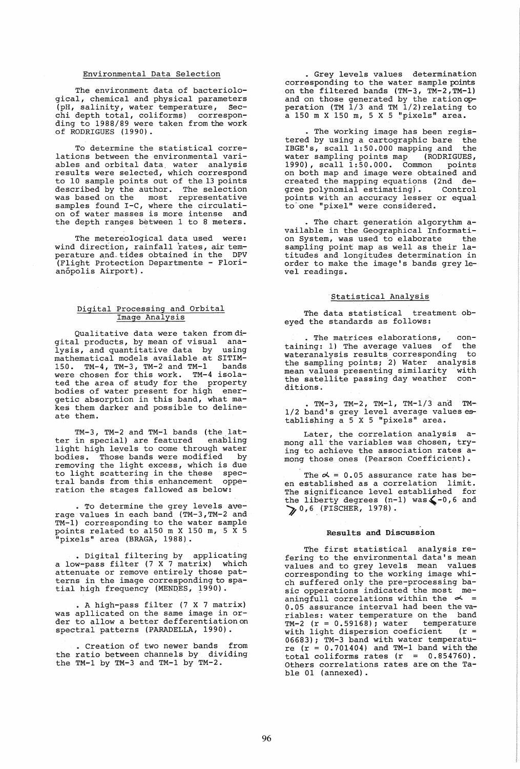## Environmental Data Selection

The environment data of bacteriological, chemical and physical parameters (pH, salinity, water temperature, Secchi depth total, coliforms) corresponding to 1988/89 were taken from the work of RODRIGUES (1990).

To determine the statistical correlations between the environmental variables and orbital data water analysis results were selected, which correspond to 10 sample points out of the 13 points described by the author. The selection was based on the most representative samples found I-C, where the circulation of water masses is more intense and the depth ranges between 1 to 8 meters.

The metereological data used were: wind direction, rainfall rates, air temperature and tides obtained in the DPV (Flight Protection Departmente - Florianópolis Airport).

## Digital Processing and Orbital Image Analysis

Qualitative data were taken from digital products, by mean of visual analysis, and quantitative data by using mathematical models available at SITIM-150. TM-4, TM-3, TM-2 and TM-1 bands were chosen for this work. TM-4 isolated the area of study for the property bodies of water present for high energetic absorption in this band, what makes them darker and possible to delineate them.

TM-3, TM-2 and TM-1 bands (the latter in special) are featured enabling light high levels to come through water bodies. Those bands were modified by removing the light excess, which is due to light scattering in the these spectral bands from this enhancement opperation the stages fallowed as below:

. To determine the grey levels average values in each band (TM-3, TM-2 and TM-1) corresponding to the water sample points related to a150 m X 150 m, 5 X 5 "pixels" area (BRAGA, 1988).

. Digital filtering by applicating a low-pass filter (7 X 7 matrix) which attenuate or remove entirely those patterns in the image corresponding to spatial high frequency (MENDES, 1990).

. A high-pass filter (7 X 7 matrix) was apllicated on the same image in order to allow a better defferentiation on spectral patterns (PARADELLA, 1990).

. Creation of two newer bands from the ratio between channels by dividing the TM-1 by TM-3 and TM-1 by TM-2.

. Grey levels values determination corresponding to the water sample points on the filtered bands (TM-3, TM-2, TM-1) and on those generated by the ration opperation (TM 1/3 and TM 1/2) relating to a 150 m X 150 m, 5 X 5 "pixels" area.

. The working image has been registered by using a cartographic bare the IBGE's, scall 1:50.000 mapping and the water sampling points map (RODRIGUES, 1990), scall 1:50.000. Common points on both map and image were obtained and created the mapping equations (2nd degree polynomial estimating). Control points with an accuracy lesser or equal to one "pixel" were considered.

. The chart generation algorythm available in the Geographical Information System, was used to elaborate the sampling point map as well as their latitudes and longitudes determination in order to make the image's bands grey level readings.

## Statistical Analysis

The data statistical treatment obeyed the standards as follows:

. The matrices elaborations, containing: 1) The average values of the wateranalysis results corresponding to the sampling points; 2) Water analysis mean values presenting similarity with the satellite passing day weather conditions.

. TM-3, TM-2, TM-1, TM-1/3 and TM-1/2 band's grey level average values establishing a 5 X 5 "pixels" area.

Later, the correlation analysis among all the variables was chosen, trying to achieve the association rates among those ones (Pearson Coefficient).

The $\alpha = 0.05$ assurance rate has been established as a correlation limit. The significance level established for the liberty degrees (n-1) was $\leqslant -0,6$ and $\geqslant 0,6$ (FISCHER, 1978).

## Results and Discussion

The first statistical analysis refering to the environmental data's mean values and to grey levels mean values corresponding to the working image which suffered only the pre-processing basic opperations indicated the most meaningfull correlations within the $\alpha = 0.05$ assurance interval had been the variables: water temperature on the band TM-2 ($r = 0.59168$); water temperature with light dispersion coeficient ($r = 06683$); TM-3 band with water temperature ($r = 0.701404$) and TM-1 band with the total coliforms rates ($r = 0.854760$). Others correlations rates are on the Table 01 (annexed).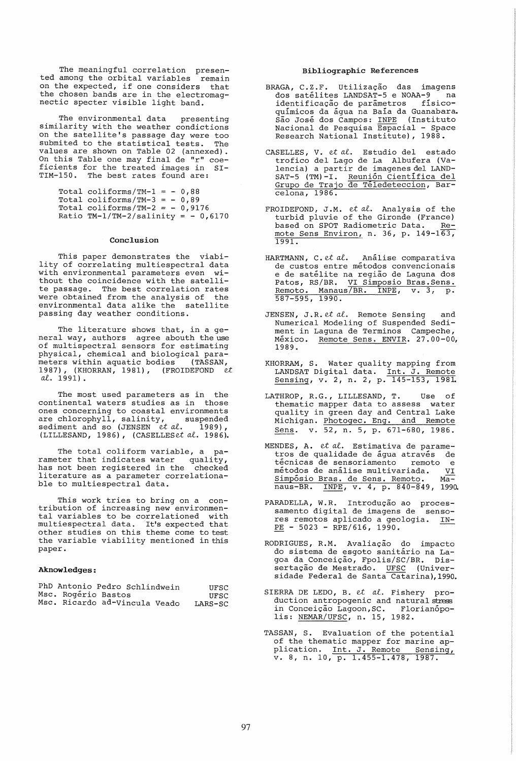The meaningful correlation presented among the orbital variables remain on the expected, if one considers that the chosen bands are in the electromagnectic specter visible light band.

The environmental data presenting similarity with the weather condictions on the satellite's passage day were too submited to the statistical tests. The values are shown on Table 02 (annexed). On this Table one may final de "r" coefficients for the treated images in SITIM-150. The best rates found are:

Total coliforms/TM-1 = - 0,88
Total coliforms/TM-3 = - 0,89
Total coliforms/TM-2 = - 0,9176
Ratio TM-1/TM-2/salinity = - 0,6170

## Conclusion

This paper demonstrates the viability of correlating multiespectral data with environmental parameters even without the coincidence with the satellite passage. The best correlation rates were obtained from the analysis of the environmental data alike the satellite passing day weather conditions.

The literature shows that, in a general way, authors agree abouth the use of multispectral sensors for estimating physical, chemical and biological parameters within aquatic bodies (TASSAN, 1987), (KHORRAN, 1981), (FROIDEFOND *et al.* 1991).

The most used parameters as in the continental waters studies as in those ones concerning to coastal environments are chlorophyll, salinity, suspended sediment and so (JENSEN *et al.* 1989), (LILLESAND, 1986), (CASELLES*et al.* 1986).

The total coliform variable, a parameter that indicates water quality, has not been registered in the checked literature as a parameter correlationable to multiespectral data.

This work tries to bring on a contribution of increasing new environmental variables to be correlationed with multiespectral data. It's expected that other studies on this theme come to test the variable viability mentioned in this paper.

## Aknowledges:

| | |
|---|---|
| PhD Antonio Pedro Schlindwein | UFSC |
| Msc. Rogério Bastos | UFSC |
| Msc. Ricardo ad-Vincula Veado | LARS-SC |

## Bibliographic References

BRAGA, C.Z.F. Utilização das imagens dos satélites LANDSAT-5 e NOAA-9 na identificação de parâmetros físico-químicos da água na Baía da Guanabara. São José dos Campos: INPE (Instituto Nacional de Pesquisa Espacial - Space Research National Institute), 1988.

CASELLES, V. *et al.* Estudio del estado trofico del Lago de La Albufera (Valencia) a partir de imagenes del LANDSAT-5 (TM)-I. Reunión Científica del Grupo de Trajo de Teledeteccion, Barcelona, 1986.

FROIDEFOND, J.M. *et al.* Analysis of the turbid pluvie of the Gironde (France) based on SPOT Radiometric Data. Remote Sens Environ, n. 36, p. 149-163, 1991.

HARTMANN, C. *et al.* Análise comparativa de custos entre métodos convencionais e de satélite na região de Laguna dos Patos, RS/BR. VI Simposio Bras.Sens. Remoto. Manaus/BR. INPE, v. 3, p. 587-595, 1990.

JENSEN, J.R. *et al.* Remote Sensing and Numerical Modeling of Suspended Sediment in Laguna de Terminos Campeche, México. Remote Sens. ENVIR. 27.00-00, 1989.

KHORRAM, S. Water quality mapping from LANDSAT Digital data. Int. J. Remote Sensing, v. 2, n. 2, p. 145-153, 1981.

LATHROP, R.G., LILLESAND, T. Use of thematic mapper data to assess water quality in green day and Central Lake Michigan. Photogec. Eng. and Remote Sens. v. 52, n. 5, p. 671-680, 1986.

MENDES, A. *et al.* Estimativa de parametros de qualidade de água através de técnicas de sensoriamento remoto e métodos de análise multivariada. VI Simpósio Bras. de Sens. Remoto. Manaus-BR. INPE, v. 4, p. 840-849, 1990.

PARADELLA, W.R. Introdução ao processamento digital de imagens de sensores remotos aplicado a geologia. INPE - 5023 - RPE/616, 1990.

RODRIGUES, R.M. Avaliação do impacto do sistema de esgoto sanitário na Lagoa da Conceição, Fpolis/SC/BR. Dissertação de Mestrado. UFSC (Universidade Federal de Santa Catarina),1990.

SIERRA DE LEDO, B. *et al.* Fishery production antropogenic and natural stress in Conceição Lagoon,SC. Florianópolis: NEMAR/UFSC, n. 15, 1982.

TASSAN, S. Evaluation of the potential of the thematic mapper for marine aplication. Int. J. Remote Sensing, v. 8, n. 10, p. 1.455-1.478, 1987.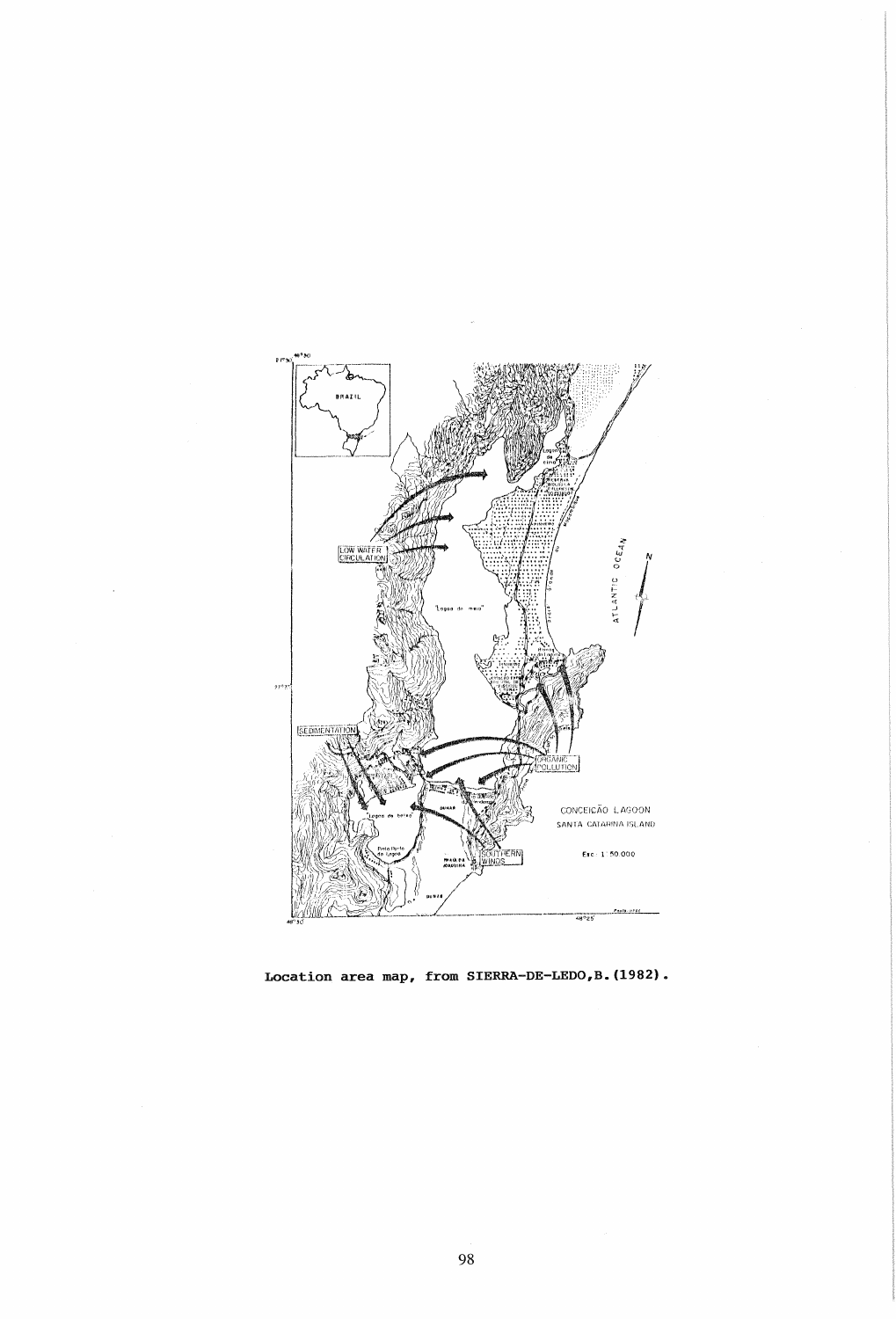**Location area map, from SIERRA-DE-LEDO,B.(1982).**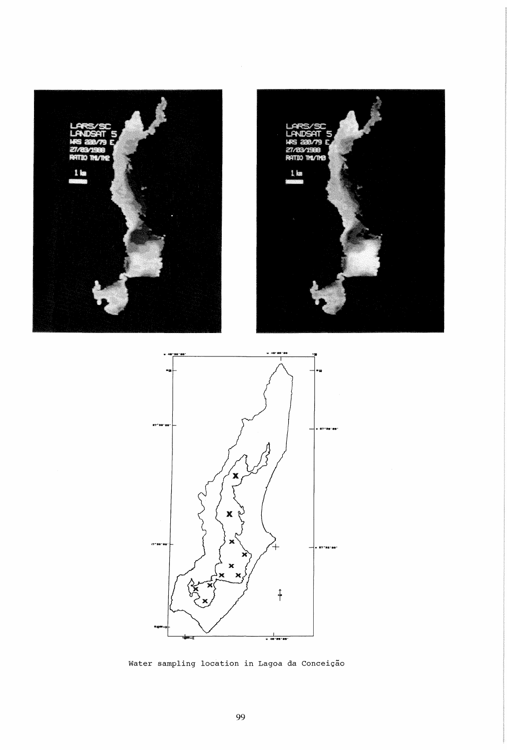Water sampling location in Lagoa da Conceição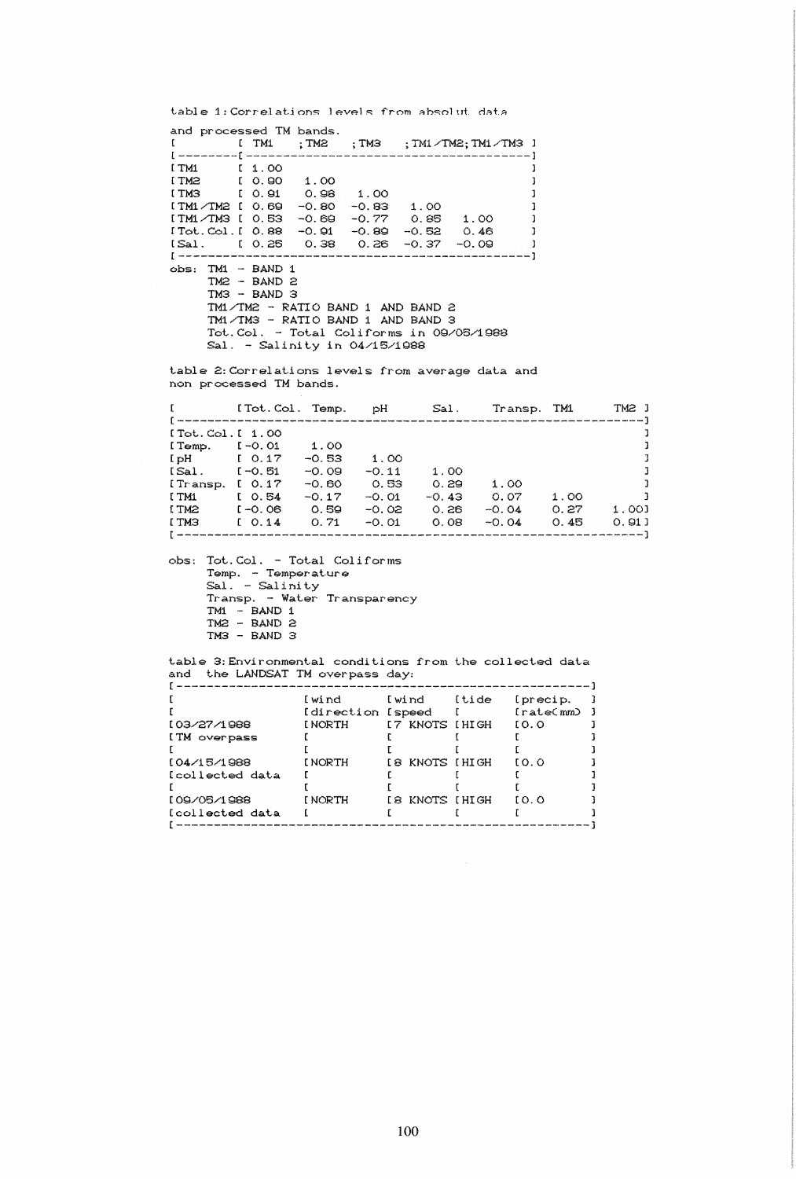table 1: Correlations levels from absolut data and processed TM bands.

| | TM1 | TM2 | TM3 | TM1/TM2 | TM1/TM3 |
|---|---|---|---|---|---|
| TM1 | 1.00 | | | | |
| TM2 | 0.90 | 1.00 | | | |
| TM3 | 0.91 | 0.98 | 1.00 | | |
| TM1/TM2 | 0.69 | -0.80 | -0.83 | 1.00 | |
| TM1/TM3 | 0.53 | -0.69 | -0.77 | 0.85 | 1.00 |
| Tot.Col. | 0.88 | -0.91 | -0.89 | -0.52 | 0.46 |
| Sal. | 0.25 | 0.38 | 0.26 | -0.37 | -0.09 |

obs: TM1 - BAND 1
TM2 - BAND 2
TM3 - BAND 3
TM1/TM2 - RATIO BAND 1 AND BAND 2
TM1/TM3 - RATIO BAND 1 AND BAND 3
Tot.Col. - Total Coliforms in 09/05/1988
Sal. - Salinity in 04/15/1988

table 2: Correlations levels from average data and non processed TM bands.

| | Tot.Col. | Temp. | pH | Sal. | Transp. | TM1 | TM2 |
|---|---|---|---|---|---|---|---|
| Tot.Col. | 1.00 | | | | | | |
| Temp. | -0.01 | 1.00 | | | | | |
| pH | 0.17 | -0.53 | 1.00 | | | | |
| Sal. | -0.51 | -0.09 | -0.11 | 1.00 | | | |
| Transp. | 0.17 | -0.60 | 0.53 | 0.29 | 1.00 | | |
| TM1 | 0.54 | -0.17 | -0.01 | -0.43 | 0.07 | 1.00 | |
| TM2 | -0.06 | 0.59 | -0.02 | 0.26 | -0.04 | 0.27 | 1.00 |
| TM3 | 0.14 | 0.71 | -0.01 | 0.08 | -0.04 | 0.45 | 0.91 |

obs: Tot.Col. - Total Coliforms
Temp. - Temperature
Sal. - Salinity
Transp. - Water Transparency
TM1 - BAND 1
TM2 - BAND 2
TM3 - BAND 3

table 3: Environmental conditions from the collected data and the LANDSAT TM overpass day:

| | wind direction | wind speed | tide | precip. rate(mm) |
|---|---|---|---|---|
| 03/27/1988 TM overpass | NORTH | 7 KNOTS | HIGH | 0.0 |
| 04/15/1988 collected data | NORTH | 8 KNOTS | HIGH | 0.0 |
| 09/05/1988 collected data | NORTH | 8 KNOTS | HIGH | 0.0 |